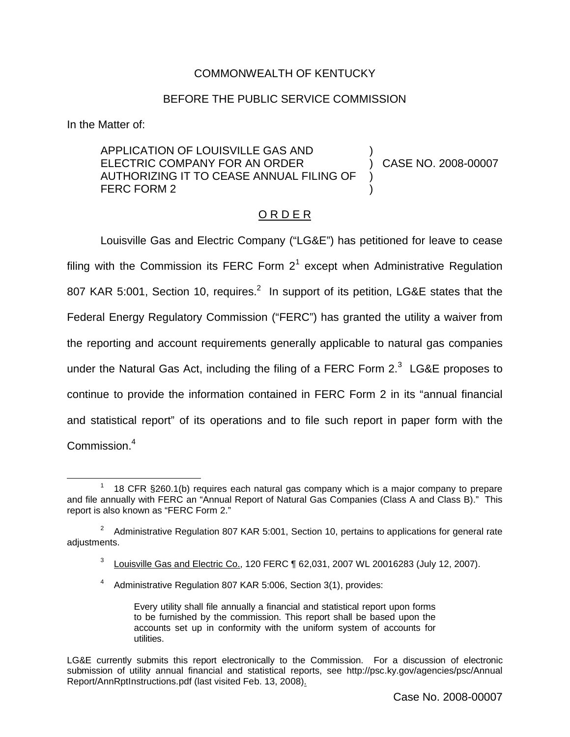COMMONWEALTH OF KENTUCKY

BEFORE THE PUBLIC SERVICE COMMISSION

In the Matter of:

| | | |
|---|---|---|
| APPLICATION OF LOUISVILLE GAS AND ELECTRIC COMPANY FOR AN ORDER AUTHORIZING IT TO CEASE ANNUAL FILING OF FERC FORM 2 | ) ) ) ) | CASE NO. 2008-00007 |

## O R D E R

Louisville Gas and Electric Company ("LG&E") has petitioned for leave to cease filing with the Commission its FERC Form 2[1] except when Administrative Regulation 807 KAR 5:001, Section 10, requires.[2] In support of its petition, LG&E states that the Federal Energy Regulatory Commission ("FERC") has granted the utility a waiver from the reporting and account requirements generally applicable to natural gas companies under the Natural Gas Act, including the filing of a FERC Form 2.[3] LG&E proposes to continue to provide the information contained in FERC Form 2 in its "annual financial and statistical report" of its operations and to file such report in paper form with the Commission.[4]

---

[1] 18 CFR §260.1(b) requires each natural gas company which is a major company to prepare and file annually with FERC an "Annual Report of Natural Gas Companies (Class A and Class B)." This report is also known as "FERC Form 2."

[2] Administrative Regulation 807 KAR 5:001, Section 10, pertains to applications for general rate adjustments.

[3] Louisville Gas and Electric Co., 120 FERC ¶ 62,031, 2007 WL 20016283 (July 12, 2007).

[4] Administrative Regulation 807 KAR 5:006, Section 3(1), provides:

> Every utility shall file annually a financial and statistical report upon forms to be furnished by the commission. This report shall be based upon the accounts set up in conformity with the uniform system of accounts for utilities.

LG&E currently submits this report electronically to the Commission. For a discussion of electronic submission of utility annual financial and statistical reports, see http://psc.ky.gov/agencies/psc/Annual Report/AnnRptInstructions.pdf (last visited Feb. 13, 2008).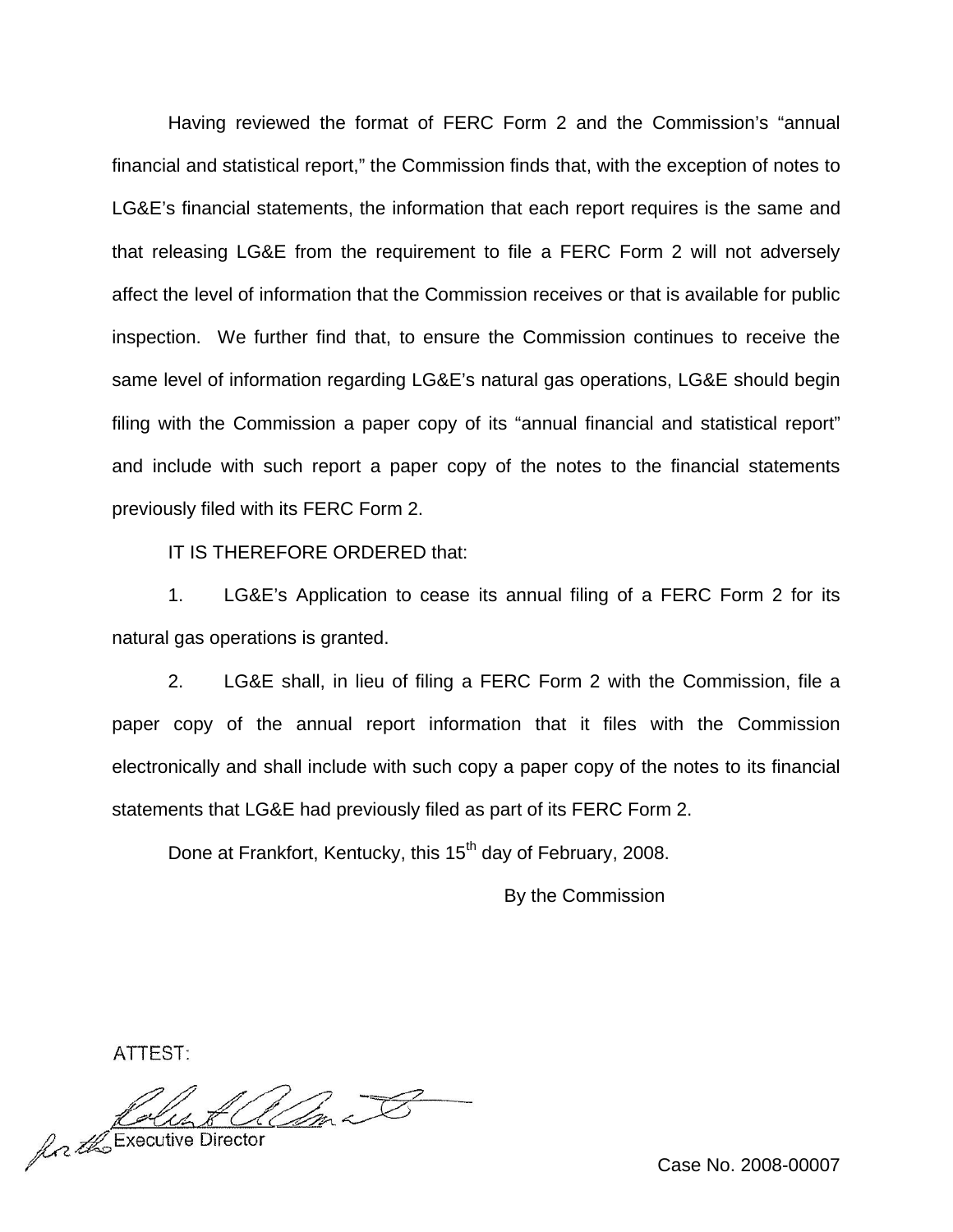Having reviewed the format of FERC Form 2 and the Commission's "annual financial and statistical report," the Commission finds that, with the exception of notes to LG&E's financial statements, the information that each report requires is the same and that releasing LG&E from the requirement to file a FERC Form 2 will not adversely affect the level of information that the Commission receives or that is available for public inspection. We further find that, to ensure the Commission continues to receive the same level of information regarding LG&E's natural gas operations, LG&E should begin filing with the Commission a paper copy of its "annual financial and statistical report" and include with such report a paper copy of the notes to the financial statements previously filed with its FERC Form 2.

IT IS THEREFORE ORDERED that:

1. LG&E's Application to cease its annual filing of a FERC Form 2 for its natural gas operations is granted.

2. LG&E shall, in lieu of filing a FERC Form 2 with the Commission, file a paper copy of the annual report information that it files with the Commission electronically and shall include with such copy a paper copy of the notes to its financial statements that LG&E had previously filed as part of its FERC Form 2.

Done at Frankfort, Kentucky, this 15th day of February, 2008.

By the Commission

ATTEST:

for the Executive Director

Case No. 2008-00007